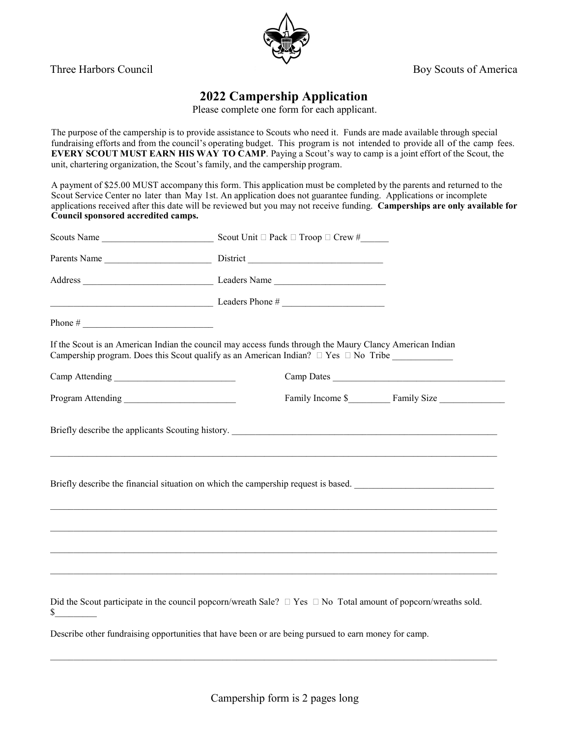Three Harbors Council                                                                                                    Boy Scouts of America

# 2022 Campership Application

Please complete one form for each applicant.

The purpose of the campership is to provide assistance to Scouts who need it. Funds are made available through special fundraising efforts and from the council's operating budget. This program is not intended to provide all of the camp fees. **EVERY SCOUT MUST EARN HIS WAY TO CAMP**. Paying a Scout's way to camp is a joint effort of the Scout, the unit, chartering organization, the Scout's family, and the campership program.

A payment of $25.00 MUST accompany this form. This application must be completed by the parents and returned to the Scout Service Center no later than May 1st. An application does not guarantee funding. Applications or incomplete applications received after this date will be reviewed but you may not receive funding. **Camperships are only available for Council sponsored accredited camps.**

Scouts Name ________________________ Scout Unit ☐ Pack ☐ Troop ☐ Crew #______

Parents Name _______________________ District ______________________________

Address ____________________________ Leaders Name ________________________

__________________________________ Leaders Phone # ______________________

Phone # ____________________________

If the Scout is an American Indian the council may access funds through the Maury Clancy American Indian Campership program. Does this Scout qualify as an American Indian? ☐ Yes ☐ No Tribe ____________

Camp Attending __________________________ Camp Dates ______________________________________

Program Attending ________________________ Family Income $_________ Family Size ______________

Briefly describe the applicants Scouting history. ____________________________________________________________

_____________________________________________________________________________________________

Briefly describe the financial situation on which the campership request is based. ______________________________

_____________________________________________________________________________________________

_____________________________________________________________________________________________

_____________________________________________________________________________________________

_____________________________________________________________________________________________

Did the Scout participate in the council popcorn/wreath Sale? ☐ Yes ☐ No Total amount of popcorn/wreaths sold. $_________

Describe other fundraising opportunities that have been or are being pursued to earn money for camp.

_____________________________________________________________________________________________

Campership form is 2 pages long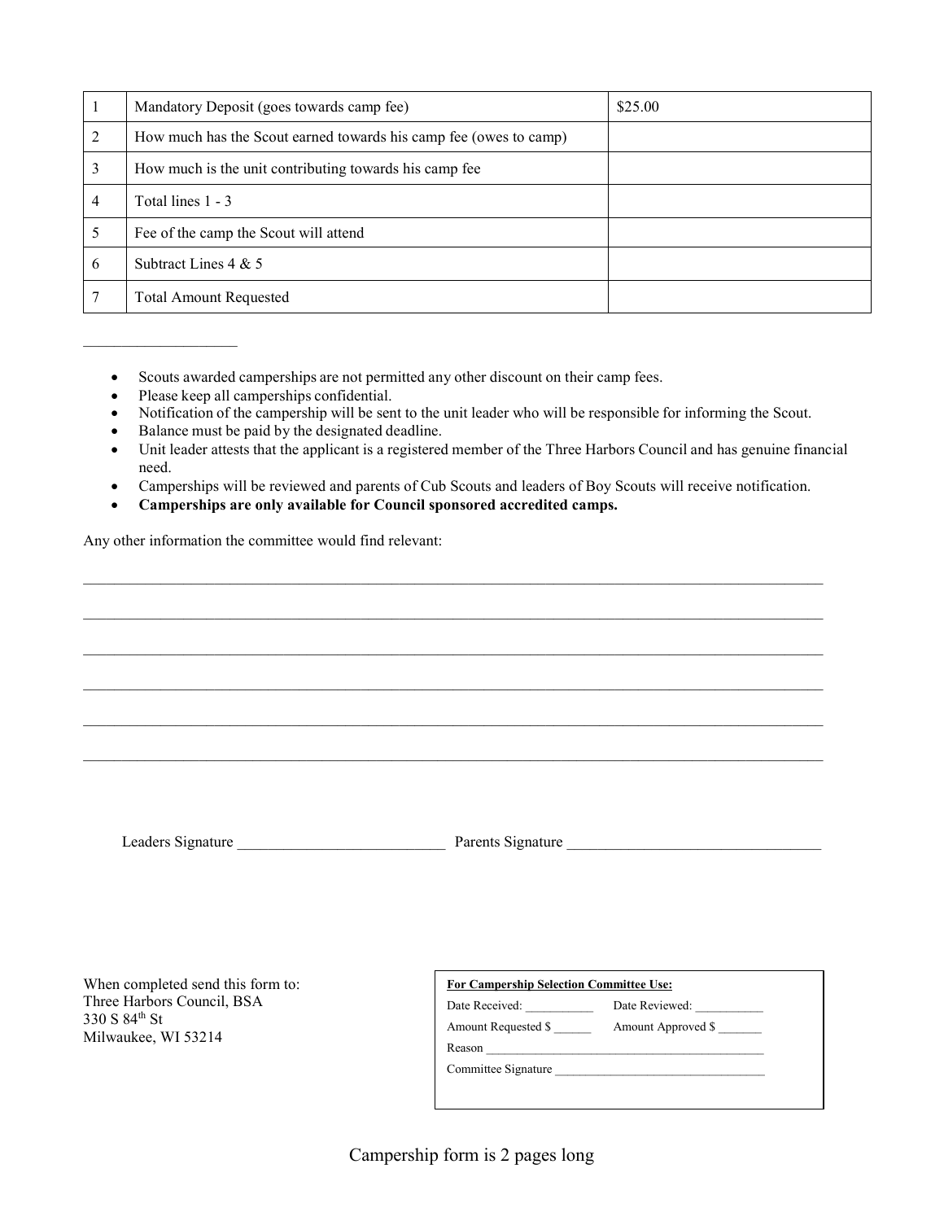| | | |
|---|---|---|
| 1 | Mandatory Deposit (goes towards camp fee) | $25.00 |
| 2 | How much has the Scout earned towards his camp fee (owes to camp) | |
| 3 | How much is the unit contributing towards his camp fee | |
| 4 | Total lines 1 - 3 | |
| 5 | Fee of the camp the Scout will attend | |
| 6 | Subtract Lines 4 & 5 | |
| 7 | Total Amount Requested | |

____________________

- Scouts awarded camperships are not permitted any other discount on their camp fees.
- Please keep all camperships confidential.
- Notification of the campership will be sent to the unit leader who will be responsible for informing the Scout.
- Balance must be paid by the designated deadline.
- Unit leader attests that the applicant is a registered member of the Three Harbors Council and has genuine financial need.
- Camperships will be reviewed and parents of Cub Scouts and leaders of Boy Scouts will receive notification.
- **Camperships are only available for Council sponsored accredited camps.**

Any other information the committee would find relevant:

_____________________________________________________________________________________________

_____________________________________________________________________________________________

_____________________________________________________________________________________________

_____________________________________________________________________________________________

_____________________________________________________________________________________________

_____________________________________________________________________________________________

Leaders Signature ___________________________ Parents Signature _________________________________

When completed send this form to:
Three Harbors Council, BSA
330 S 84th St
Milwaukee, WI 53214

**For Campership Selection Committee Use:**

Date Received: __________ Date Reviewed: __________

Amount Requested $ ______ Amount Approved $ _______

Reason ____________________________________________

Committee Signature ________________________________

Campership form is 2 pages long